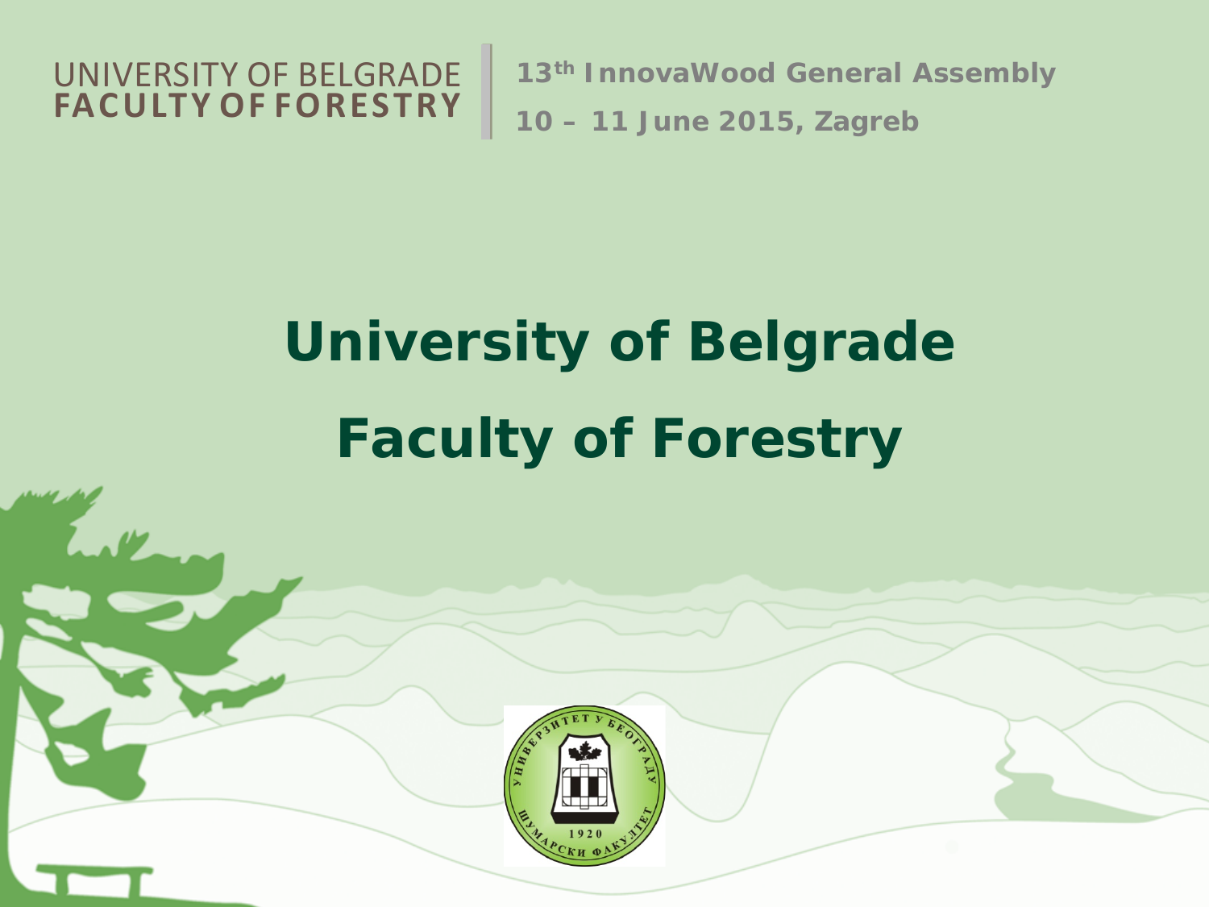UNIVERSITY OF BELGRADE
**FACULTY OF FORESTRY**

**13th InnovaWood General Assembly**

**10 – 11 June 2015, Zagreb**

# University of Belgrade

# Faculty of Forestry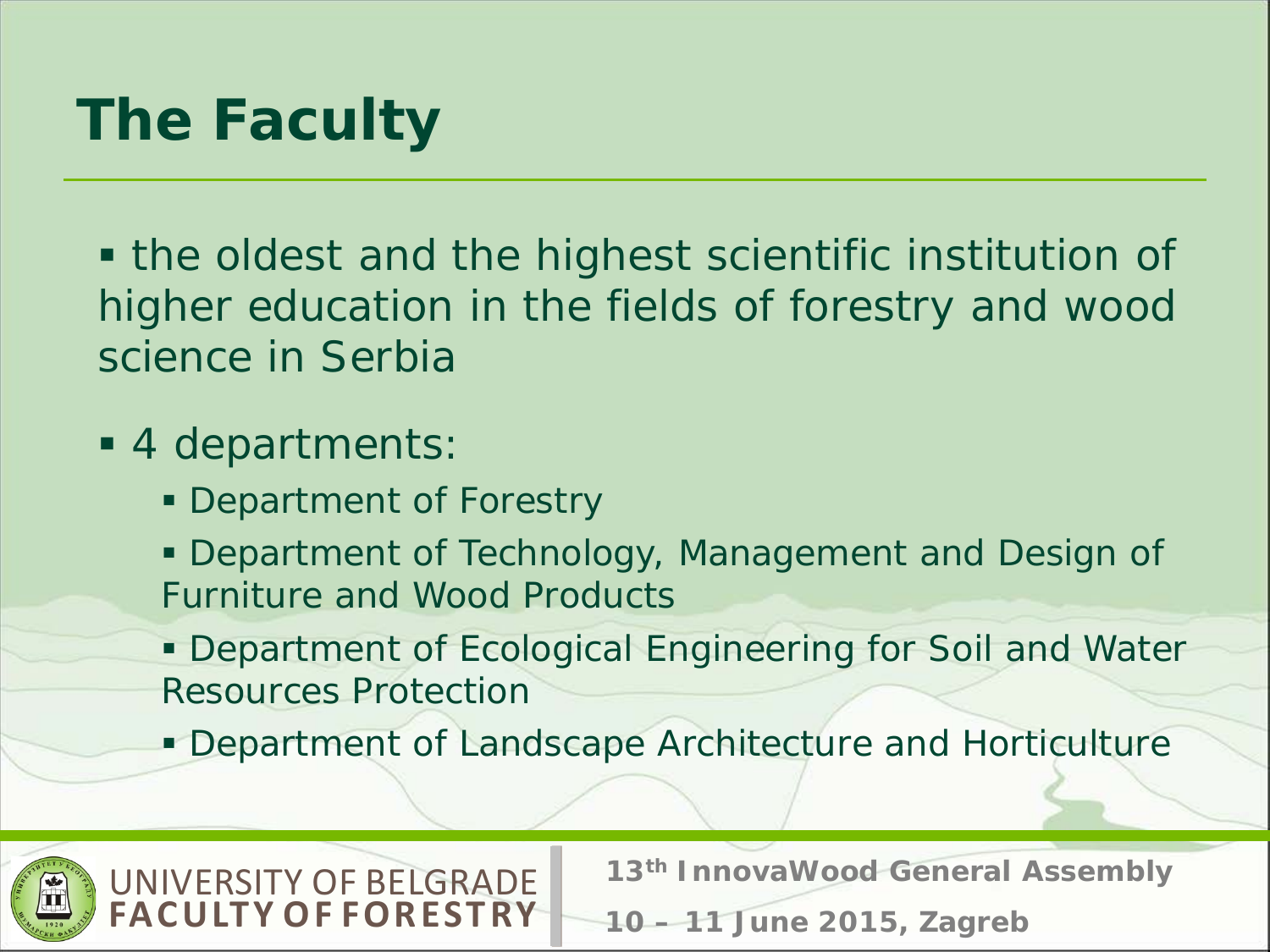# The Faculty

- the oldest and the highest scientific institution of higher education in the fields of forestry and wood science in Serbia
- 4 departments:
  - Department of Forestry
  - Department of Technology, Management and Design of Furniture and Wood Products
  - Department of Ecological Engineering for Soil and Water Resources Protection
  - Department of Landscape Architecture and Horticulture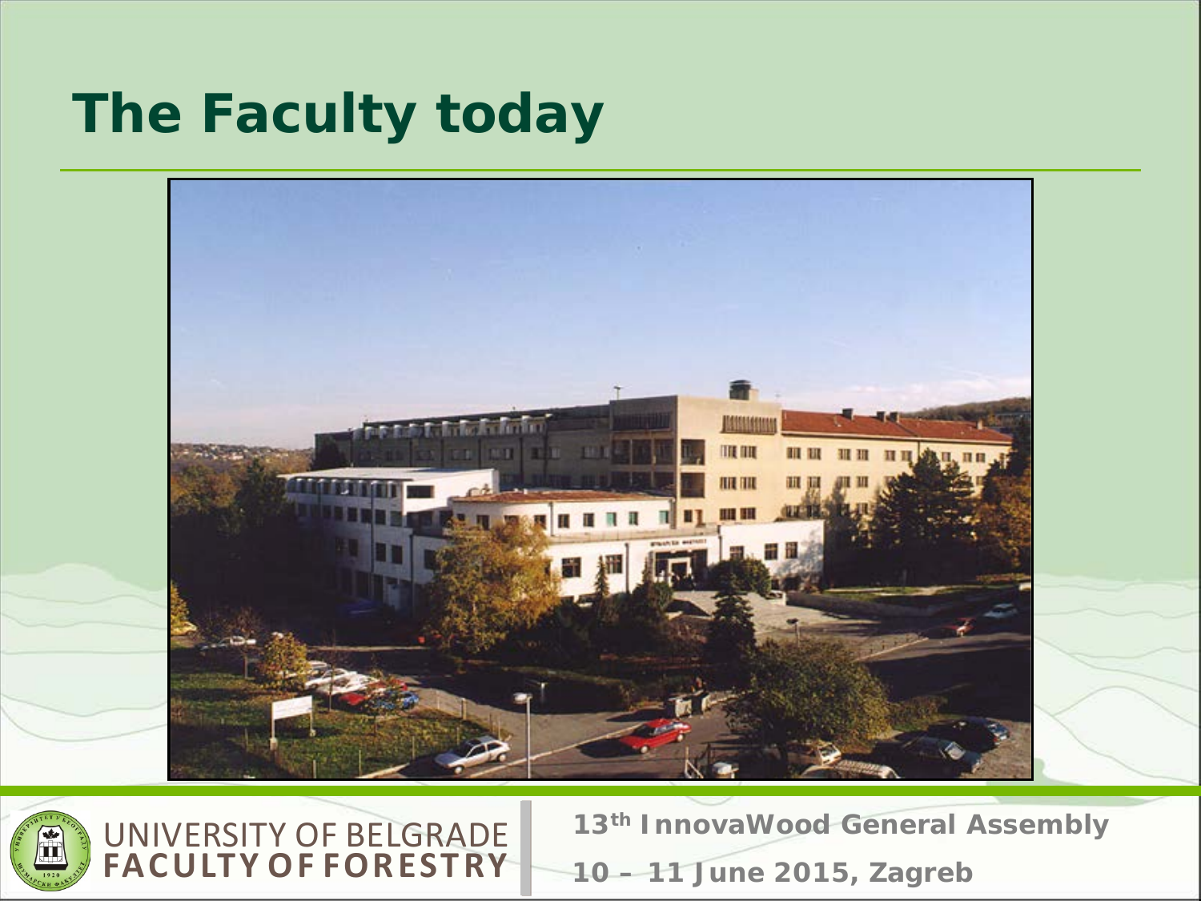# The Faculty today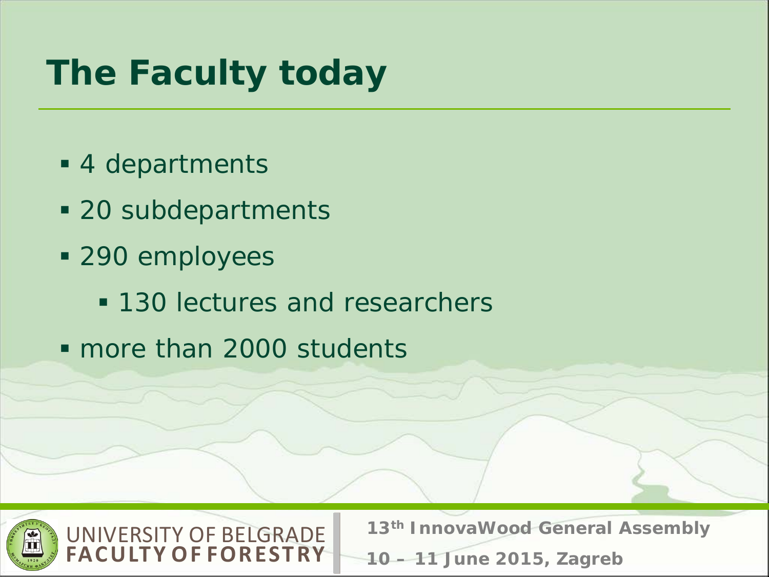# The Faculty today

- 4 departments
- 20 subdepartments
- 290 employees
  - 130 lectures and researchers
- more than 2000 students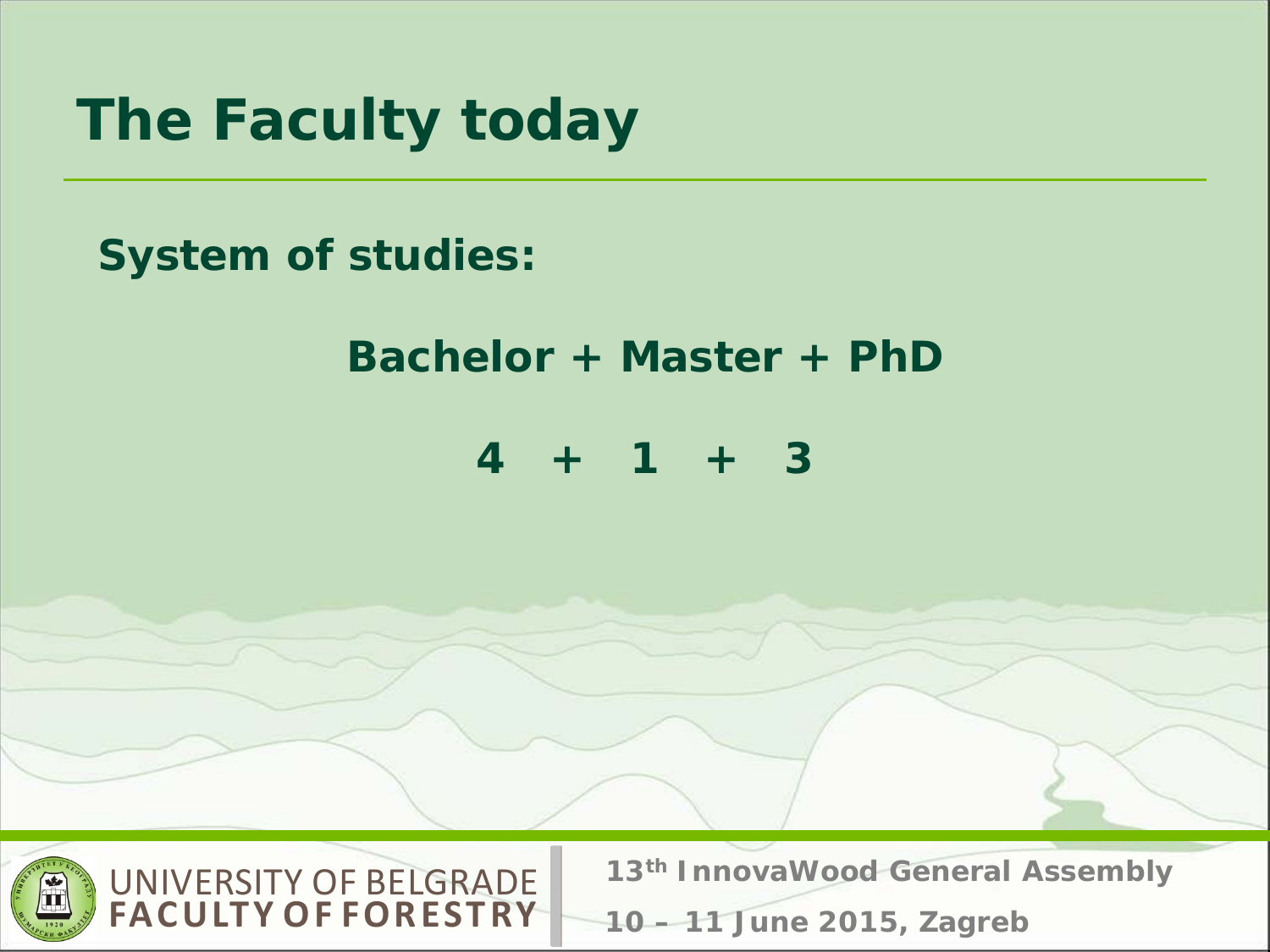# The Faculty today

**System of studies:**

**Bachelor + Master + PhD**

**4 + 1 + 3**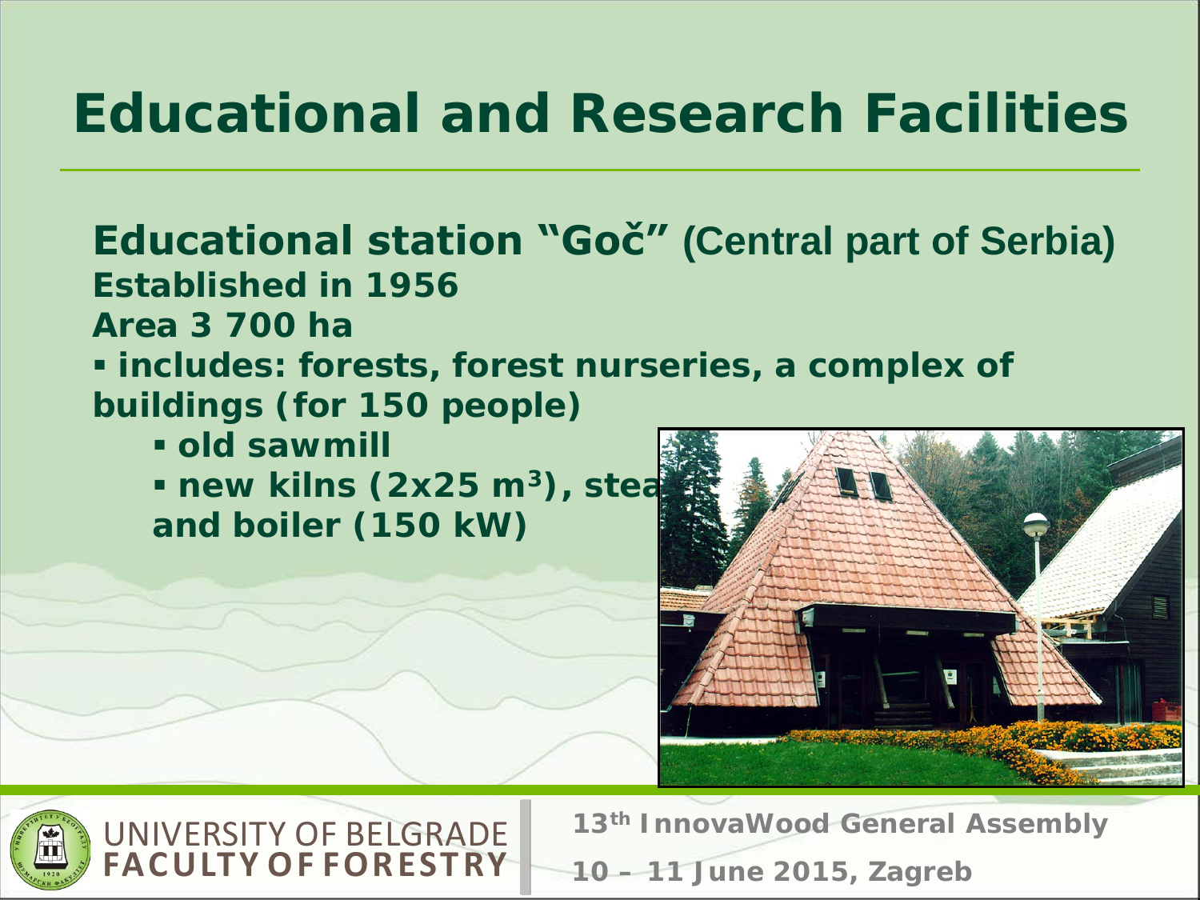# Educational and Research Facilities

## Educational station "Goč" (Central part of Serbia)

**Established in 1956**

**Area 3 700 ha**

- **includes: forests, forest nurseries, a complex of buildings (for 150 people)**
  - **old sawmill**
  - **new kilns (2x25 $m^3$), stea and boiler (150 kW)**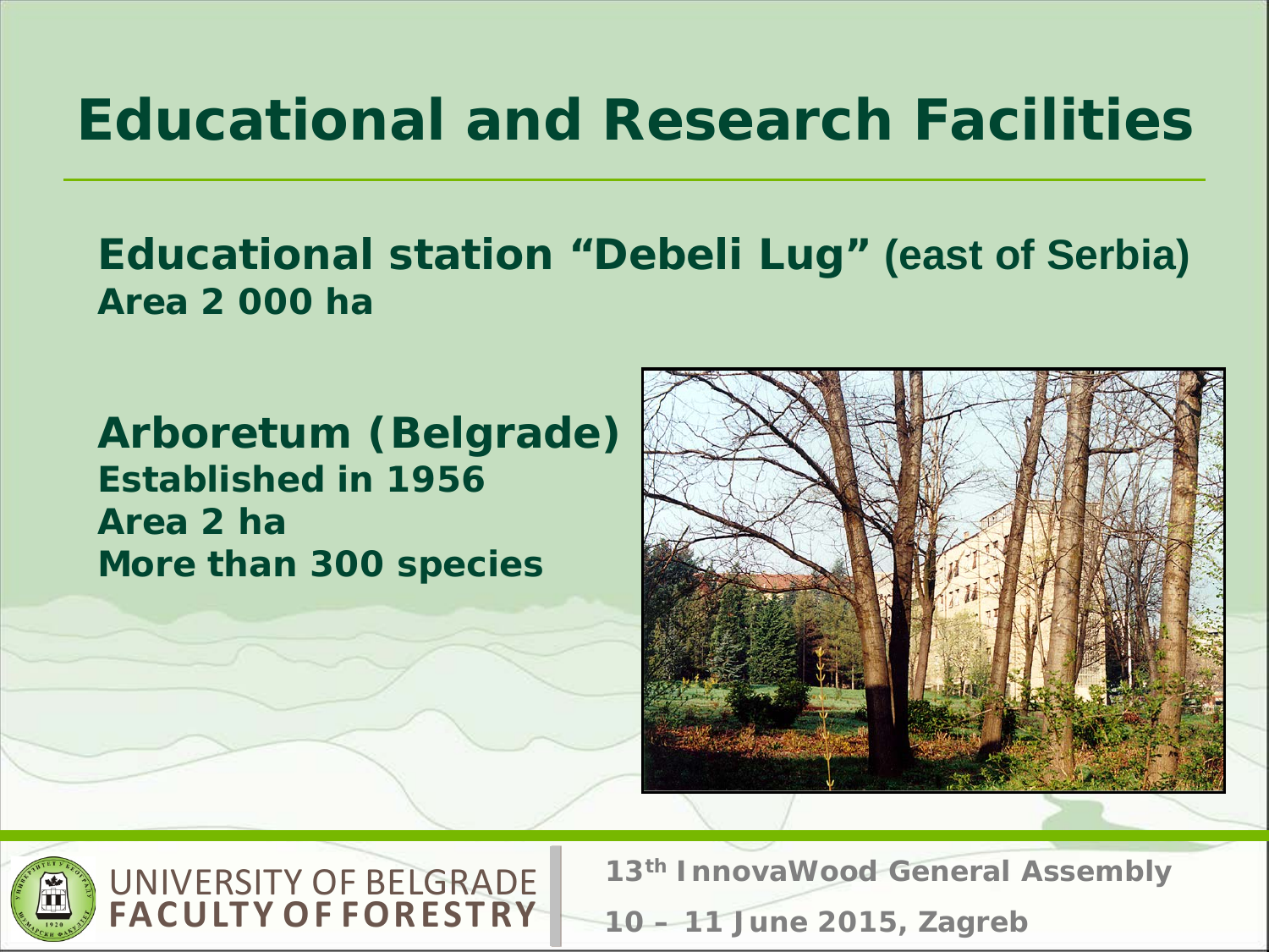# Educational and Research Facilities

**Educational station "Debeli Lug"** (east of Serbia)
**Area 2 000 ha**

**Arboretum (Belgrade)**
**Established in 1956**
**Area 2 ha**
**More than 300 species**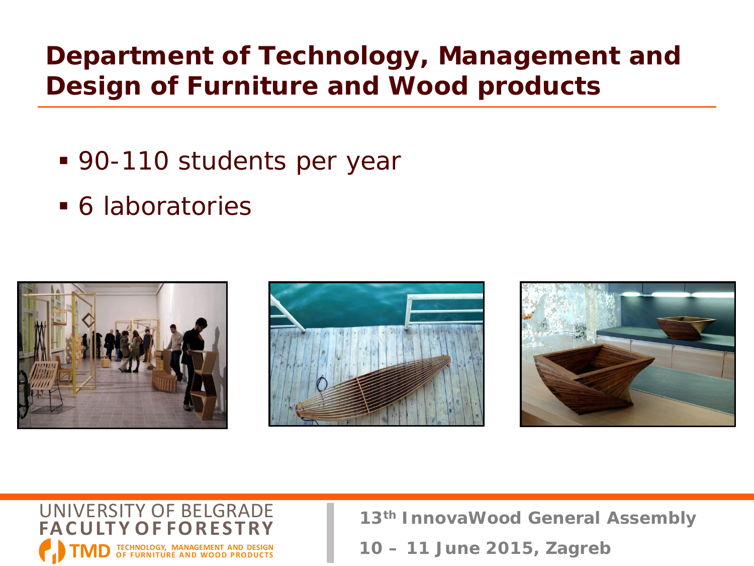# Department of Technology, Management and Design of Furniture and Wood products

- 90-110 students per year
- 6 laboratories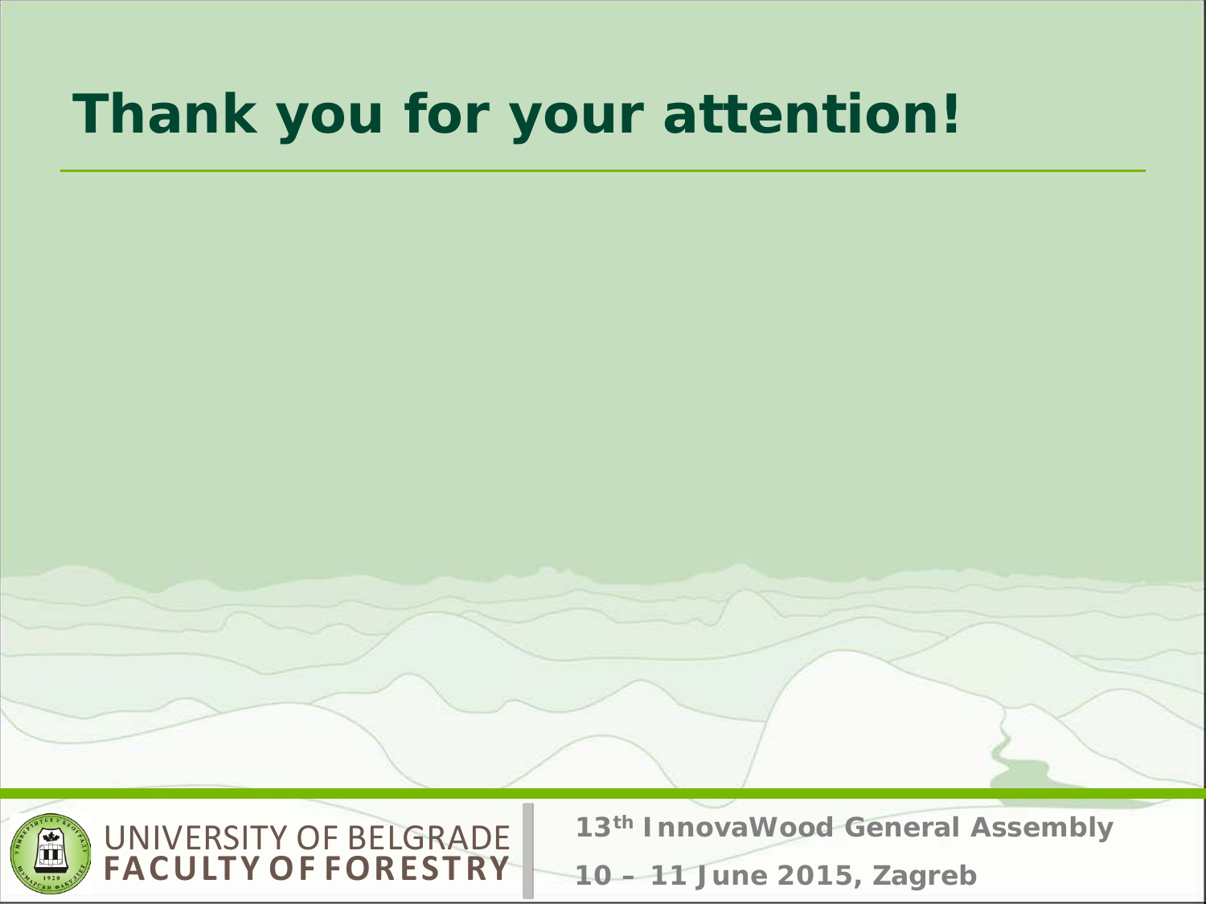# Thank you for your attention!